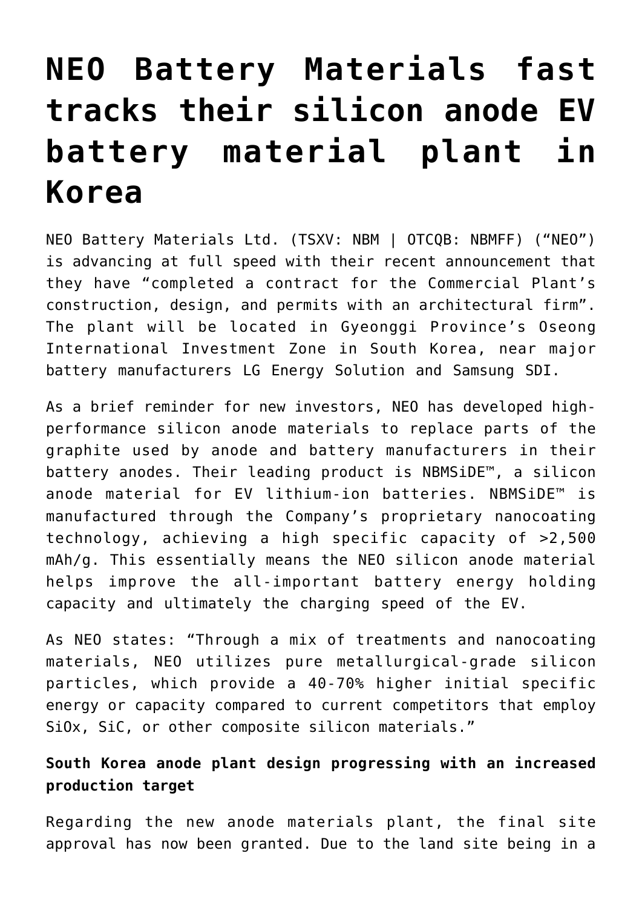# NEO Battery Materials fast tracks their silicon anode EV battery material plant in Korea

NEO Battery Materials Ltd. (TSXV: NBM | OTCQB: NBMFF) ("NEO") is advancing at full speed with their recent announcement that they have "completed a contract for the Commercial Plant's construction, design, and permits with an architectural firm". The plant will be located in Gyeonggi Province's Oseong International Investment Zone in South Korea, near major battery manufacturers LG Energy Solution and Samsung SDI.

As a brief reminder for new investors, NEO has developed high-performance silicon anode materials to replace parts of the graphite used by anode and battery manufacturers in their battery anodes. Their leading product is NBMSiDE™, a silicon anode material for EV lithium-ion batteries. NBMSiDE™ is manufactured through the Company's proprietary nanocoating technology, achieving a high specific capacity of >2,500 mAh/g. This essentially means the NEO silicon anode material helps improve the all-important battery energy holding capacity and ultimately the charging speed of the EV.

As NEO states: "Through a mix of treatments and nanocoating materials, NEO utilizes pure metallurgical-grade silicon particles, which provide a 40-70% higher initial specific energy or capacity compared to current competitors that employ SiOx, SiC, or other composite silicon materials."

**South Korea anode plant design progressing with an increased production target**

Regarding the new anode materials plant, the final site approval has now been granted. Due to the land site being in a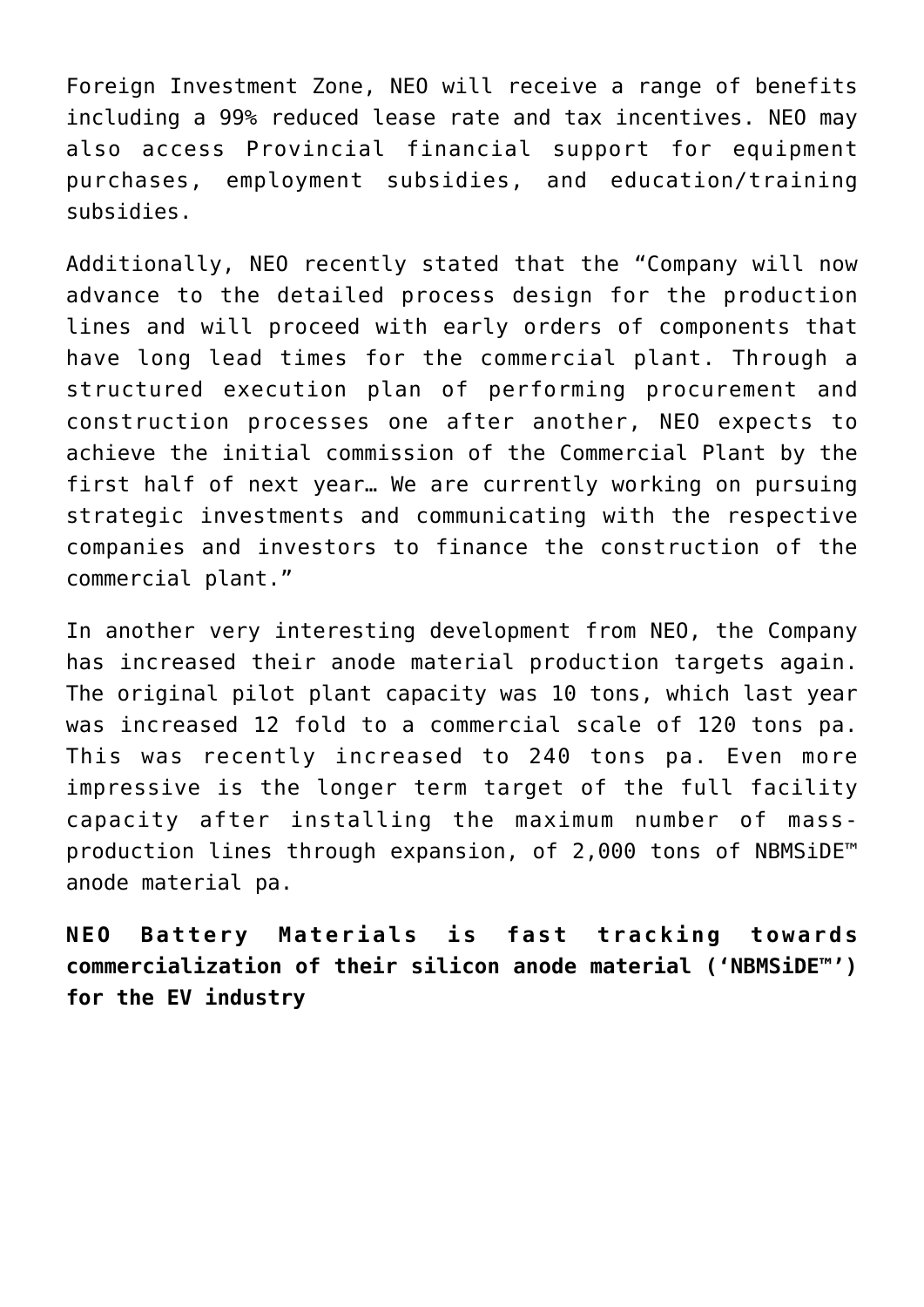Foreign Investment Zone, NEO will receive a range of benefits including a 99% reduced lease rate and tax incentives. NEO may also access Provincial financial support for equipment purchases, employment subsidies, and education/training subsidies.

Additionally, NEO recently stated that the "Company will now advance to the detailed process design for the production lines and will proceed with early orders of components that have long lead times for the commercial plant. Through a structured execution plan of performing procurement and construction processes one after another, NEO expects to achieve the initial commission of the Commercial Plant by the first half of next year… We are currently working on pursuing strategic investments and communicating with the respective companies and investors to finance the construction of the commercial plant."

In another very interesting development from NEO, the Company has increased their anode material production targets again. The original pilot plant capacity was 10 tons, which last year was increased 12 fold to a commercial scale of 120 tons pa. This was recently increased to 240 tons pa. Even more impressive is the longer term target of the full facility capacity after installing the maximum number of mass-production lines through expansion, of 2,000 tons of NBMSiDE™ anode material pa.

**NEO Battery Materials is fast tracking towards commercialization of their silicon anode material ('NBMSiDE™') for the EV industry**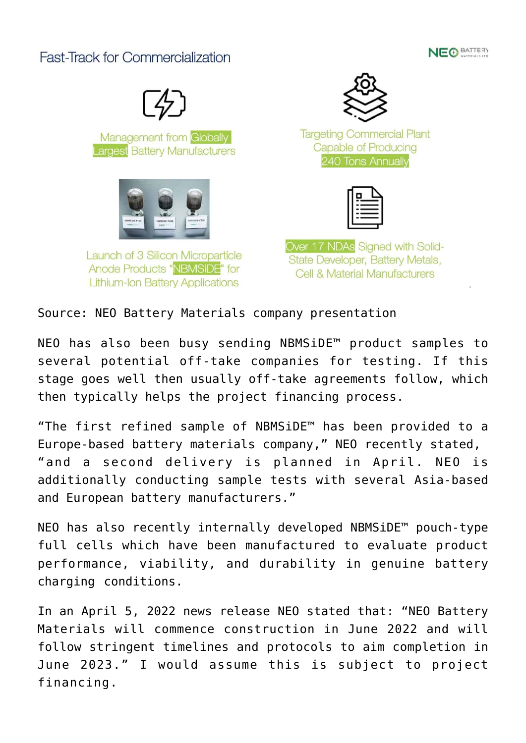## Fast-Track for Commercialization

Management from Globally Largest Battery Manufacturers

Targeting Commercial Plant Capable of Producing 240 Tons Annually

Launch of 3 Silicon Microparticle Anode Products "NBMSiDE" for Lithium-Ion Battery Applications

Over 17 NDAs Signed with Solid-State Developer, Battery Metals, Cell & Material Manufacturers

Source: NEO Battery Materials company presentation

NEO has also been busy sending NBMSiDE™ product samples to several potential off-take companies for testing. If this stage goes well then usually off-take agreements follow, which then typically helps the project financing process.

"The first refined sample of NBMSiDE™ has been provided to a Europe-based battery materials company," NEO recently stated, "and a second delivery is planned in April. NEO is additionally conducting sample tests with several Asia-based and European battery manufacturers."

NEO has also recently internally developed NBMSiDE™ pouch-type full cells which have been manufactured to evaluate product performance, viability, and durability in genuine battery charging conditions.

In an April 5, 2022 news release NEO stated that: "NEO Battery Materials will commence construction in June 2022 and will follow stringent timelines and protocols to aim completion in June 2023." I would assume this is subject to project financing.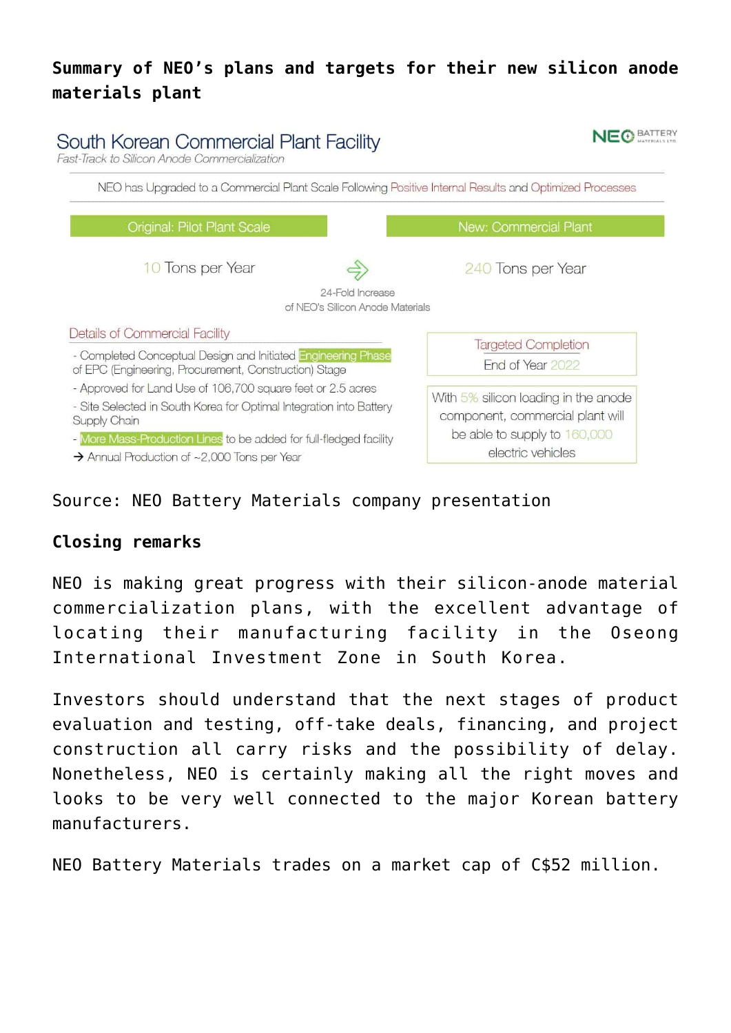**Summary of NEO's plans and targets for their new silicon anode materials plant**

South Korean Commercial Plant Facility

*Fast-Track to Silicon Anode Commercialization*

NEO BATTERY MATERIALS LTD

NEO has Upgraded to a Commercial Plant Scale Following Positive Internal Results and Optimized Processes

Original: Pilot Plant Scale

10 Tons per Year

24-Fold Increase of NEO's Silicon Anode Materials

New: Commercial Plant

240 Tons per Year

Details of Commercial Facility

- Completed Conceptual Design and Initiated Engineering Phase of EPC (Engineering, Procurement, Construction) Stage
- Approved for Land Use of 106,700 square feet or 2.5 acres
- Site Selected in South Korea for Optimal Integration into Battery Supply Chain
- More Mass-Production Lines to be added for full-fledged facility

→ Annual Production of ~2,000 Tons per Year

Targeted Completion

End of Year 2022

With 5% silicon loading in the anode component, commercial plant will be able to supply to 160,000 electric vehicles

Source: NEO Battery Materials company presentation

**Closing remarks**

NEO is making great progress with their silicon-anode material commercialization plans, with the excellent advantage of locating their manufacturing facility in the Oseong International Investment Zone in South Korea.

Investors should understand that the next stages of product evaluation and testing, off-take deals, financing, and project construction all carry risks and the possibility of delay. Nonetheless, NEO is certainly making all the right moves and looks to be very well connected to the major Korean battery manufacturers.

NEO Battery Materials trades on a market cap of C$52 million.